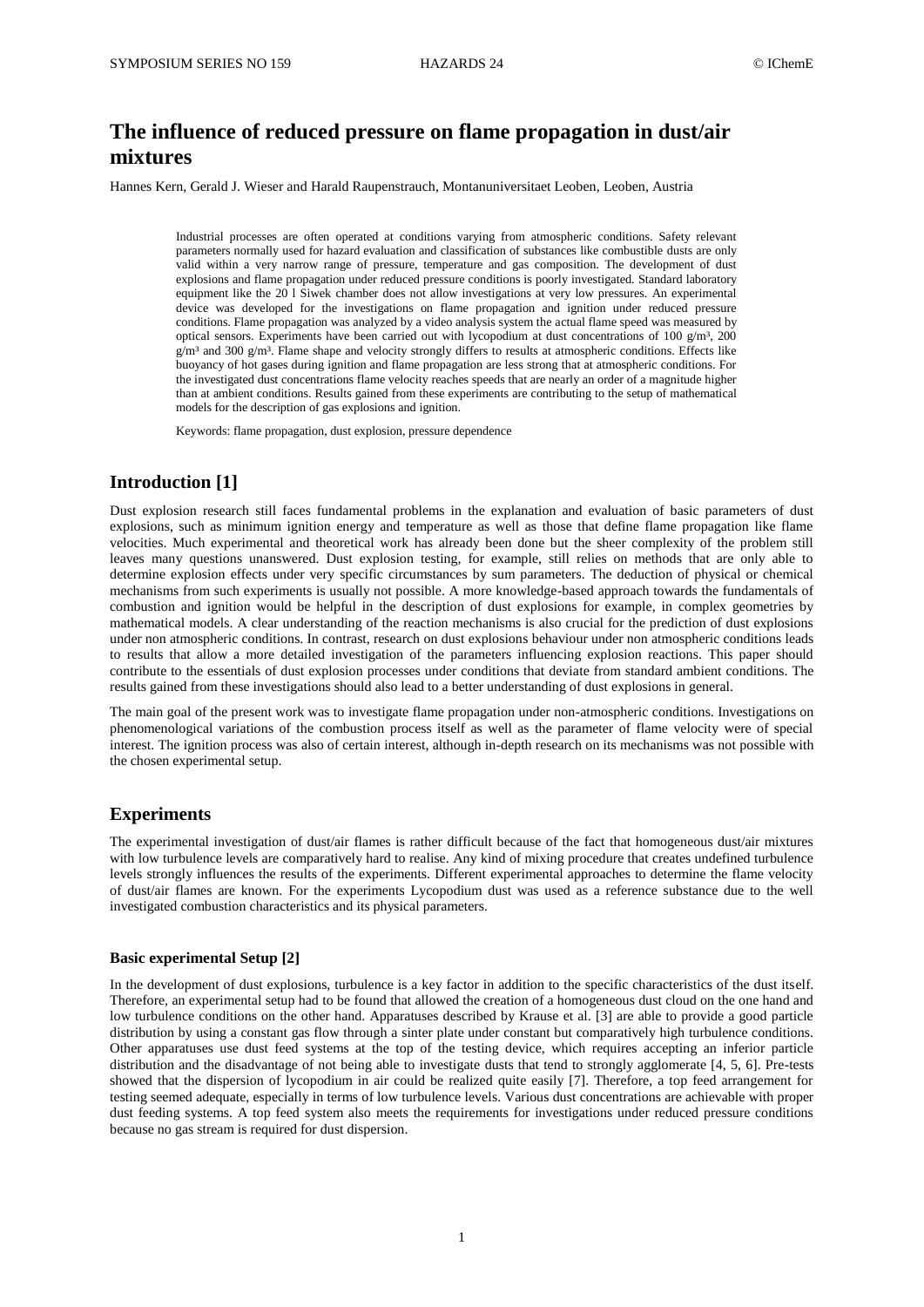# The influence of reduced pressure on flame propagation in dust/air mixtures

Hannes Kern, Gerald J. Wieser and Harald Raupenstrauch, Montanuniversitaet Leoben, Leoben, Austria

Industrial processes are often operated at conditions varying from atmospheric conditions. Safety relevant parameters normally used for hazard evaluation and classification of substances like combustible dusts are only valid within a very narrow range of pressure, temperature and gas composition. The development of dust explosions and flame propagation under reduced pressure conditions is poorly investigated. Standard laboratory equipment like the 20 l Siwek chamber does not allow investigations at very low pressures. An experimental device was developed for the investigations on flame propagation and ignition under reduced pressure conditions. Flame propagation was analyzed by a video analysis system the actual flame speed was measured by optical sensors. Experiments have been carried out with lycopodium at dust concentrations of 100 g/m³, 200 g/m³ and 300 g/m³. Flame shape and velocity strongly differs to results at atmospheric conditions. Effects like buoyancy of hot gases during ignition and flame propagation are less strong that at atmospheric conditions. For the investigated dust concentrations flame velocity reaches speeds that are nearly an order of a magnitude higher than at ambient conditions. Results gained from these experiments are contributing to the setup of mathematical models for the description of gas explosions and ignition.

Keywords: flame propagation, dust explosion, pressure dependence

## Introduction [1]

Dust explosion research still faces fundamental problems in the explanation and evaluation of basic parameters of dust explosions, such as minimum ignition energy and temperature as well as those that define flame propagation like flame velocities. Much experimental and theoretical work has already been done but the sheer complexity of the problem still leaves many questions unanswered. Dust explosion testing, for example, still relies on methods that are only able to determine explosion effects under very specific circumstances by sum parameters. The deduction of physical or chemical mechanisms from such experiments is usually not possible. A more knowledge-based approach towards the fundamentals of combustion and ignition would be helpful in the description of dust explosions for example, in complex geometries by mathematical models. A clear understanding of the reaction mechanisms is also crucial for the prediction of dust explosions under non atmospheric conditions. In contrast, research on dust explosions behaviour under non atmospheric conditions leads to results that allow a more detailed investigation of the parameters influencing explosion reactions. This paper should contribute to the essentials of dust explosion processes under conditions that deviate from standard ambient conditions. The results gained from these investigations should also lead to a better understanding of dust explosions in general.

The main goal of the present work was to investigate flame propagation under non-atmospheric conditions. Investigations on phenomenological variations of the combustion process itself as well as the parameter of flame velocity were of special interest. The ignition process was also of certain interest, although in-depth research on its mechanisms was not possible with the chosen experimental setup.

## Experiments

The experimental investigation of dust/air flames is rather difficult because of the fact that homogeneous dust/air mixtures with low turbulence levels are comparatively hard to realise. Any kind of mixing procedure that creates undefined turbulence levels strongly influences the results of the experiments. Different experimental approaches to determine the flame velocity of dust/air flames are known. For the experiments Lycopodium dust was used as a reference substance due to the well investigated combustion characteristics and its physical parameters.

### Basic experimental Setup [2]

In the development of dust explosions, turbulence is a key factor in addition to the specific characteristics of the dust itself. Therefore, an experimental setup had to be found that allowed the creation of a homogeneous dust cloud on the one hand and low turbulence conditions on the other hand. Apparatuses described by Krause et al. [3] are able to provide a good particle distribution by using a constant gas flow through a sinter plate under constant but comparatively high turbulence conditions. Other apparatuses use dust feed systems at the top of the testing device, which requires accepting an inferior particle distribution and the disadvantage of not being able to investigate dusts that tend to strongly agglomerate [4, 5, 6]. Pre-tests showed that the dispersion of lycopodium in air could be realized quite easily [7]. Therefore, a top feed arrangement for testing seemed adequate, especially in terms of low turbulence levels. Various dust concentrations are achievable with proper dust feeding systems. A top feed system also meets the requirements for investigations under reduced pressure conditions because no gas stream is required for dust dispersion.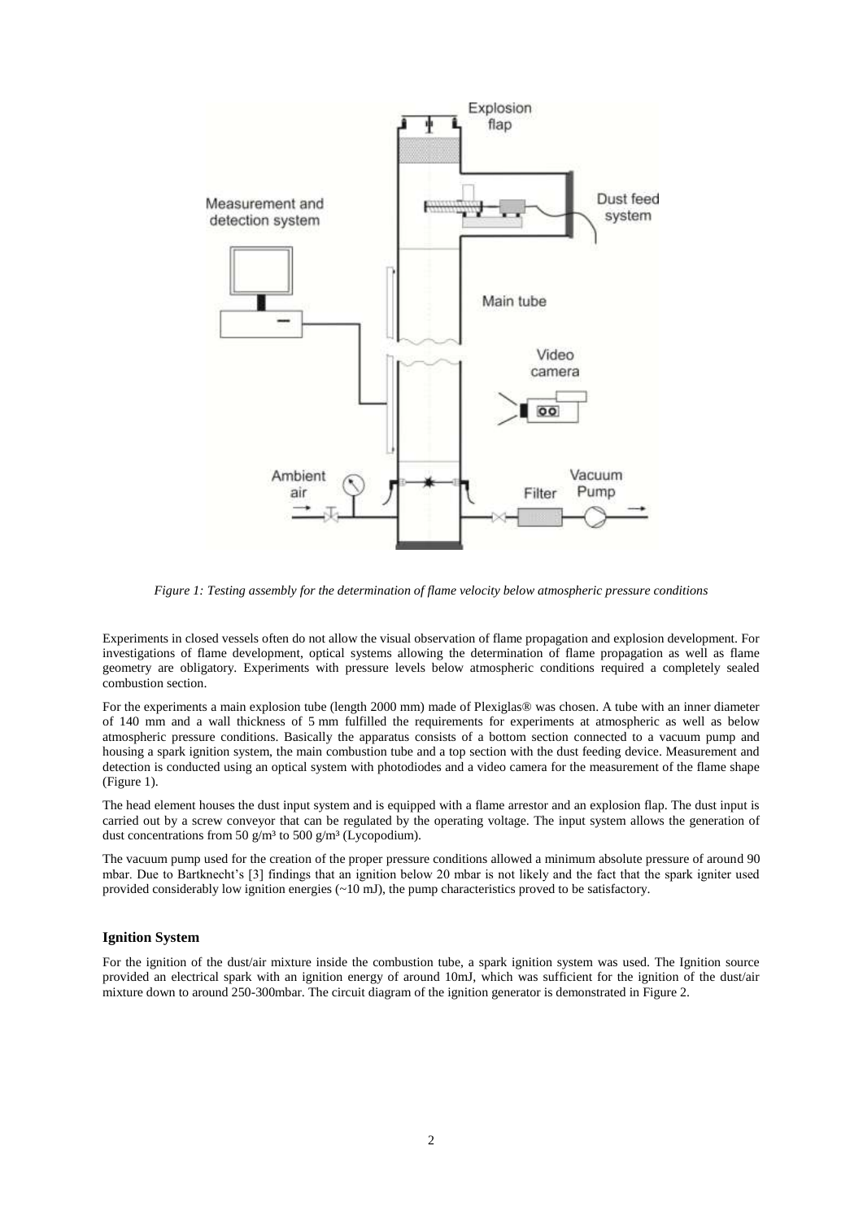*Figure 1: Testing assembly for the determination of flame velocity below atmospheric pressure conditions*

Experiments in closed vessels often do not allow the visual observation of flame propagation and explosion development. For investigations of flame development, optical systems allowing the determination of flame propagation as well as flame geometry are obligatory. Experiments with pressure levels below atmospheric conditions required a completely sealed combustion section.

For the experiments a main explosion tube (length 2000 mm) made of Plexiglas® was chosen. A tube with an inner diameter of 140 mm and a wall thickness of 5 mm fulfilled the requirements for experiments at atmospheric as well as below atmospheric pressure conditions. Basically the apparatus consists of a bottom section connected to a vacuum pump and housing a spark ignition system, the main combustion tube and a top section with the dust feeding device. Measurement and detection is conducted using an optical system with photodiodes and a video camera for the measurement of the flame shape (Figure 1).

The head element houses the dust input system and is equipped with a flame arrestor and an explosion flap. The dust input is carried out by a screw conveyor that can be regulated by the operating voltage. The input system allows the generation of dust concentrations from 50 g/m³ to 500 g/m³ (Lycopodium).

The vacuum pump used for the creation of the proper pressure conditions allowed a minimum absolute pressure of around 90 mbar. Due to Bartknecht's [3] findings that an ignition below 20 mbar is not likely and the fact that the spark igniter used provided considerably low ignition energies (~10 mJ), the pump characteristics proved to be satisfactory.

### Ignition System

For the ignition of the dust/air mixture inside the combustion tube, a spark ignition system was used. The Ignition source provided an electrical spark with an ignition energy of around 10mJ, which was sufficient for the ignition of the dust/air mixture down to around 250-300mbar. The circuit diagram of the ignition generator is demonstrated in Figure 2.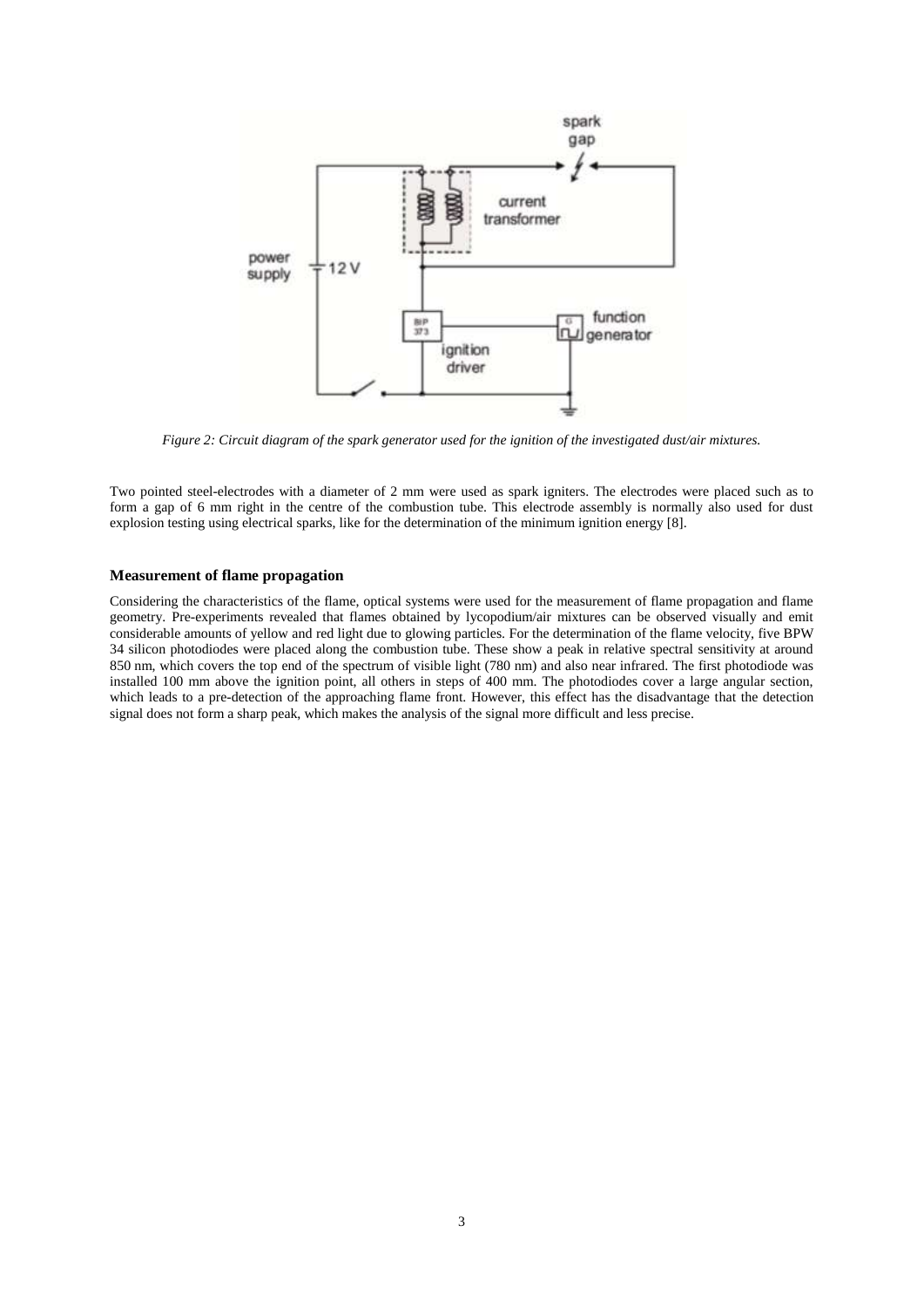*Figure 2: Circuit diagram of the spark generator used for the ignition of the investigated dust/air mixtures.*

Two pointed steel-electrodes with a diameter of 2 mm were used as spark igniters. The electrodes were placed such as to form a gap of 6 mm right in the centre of the combustion tube. This electrode assembly is normally also used for dust explosion testing using electrical sparks, like for the determination of the minimum ignition energy [8].

### Measurement of flame propagation

Considering the characteristics of the flame, optical systems were used for the measurement of flame propagation and flame geometry. Pre-experiments revealed that flames obtained by lycopodium/air mixtures can be observed visually and emit considerable amounts of yellow and red light due to glowing particles. For the determination of the flame velocity, five BPW 34 silicon photodiodes were placed along the combustion tube. These show a peak in relative spectral sensitivity at around 850 nm, which covers the top end of the spectrum of visible light (780 nm) and also near infrared. The first photodiode was installed 100 mm above the ignition point, all others in steps of 400 mm. The photodiodes cover a large angular section, which leads to a pre-detection of the approaching flame front. However, this effect has the disadvantage that the detection signal does not form a sharp peak, which makes the analysis of the signal more difficult and less precise.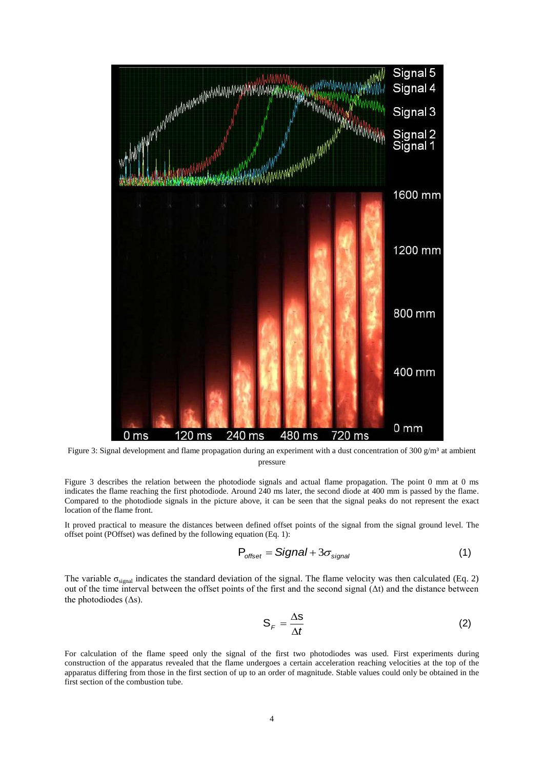Figure 3: Signal development and flame propagation during an experiment with a dust concentration of 300 g/m³ at ambient pressure

Figure 3 describes the relation between the photodiode signals and actual flame propagation. The point 0 mm at 0 ms indicates the flame reaching the first photodiode. Around 240 ms later, the second diode at 400 mm is passed by the flame. Compared to the photodiode signals in the picture above, it can be seen that the signal peaks do not represent the exact location of the flame front.

It proved practical to measure the distances between defined offset points of the signal from the signal ground level. The offset point (POffset) was defined by the following equation (Eq. 1):

$$P_{offset} = Signal + 3\sigma_{signal} \quad (1)$$

The variable $\sigma_{signal}$ indicates the standard deviation of the signal. The flame velocity was then calculated (Eq. 2) out of the time interval between the offset points of the first and the second signal ($\Delta t$) and the distance between the photodiodes ($\Delta s$).

$$S_F = \frac{\Delta s}{\Delta t} \quad (2)$$

For calculation of the flame speed only the signal of the first two photodiodes was used. First experiments during construction of the apparatus revealed that the flame undergoes a certain acceleration reaching velocities at the top of the apparatus differing from those in the first section of up to an order of magnitude. Stable values could only be obtained in the first section of the combustion tube.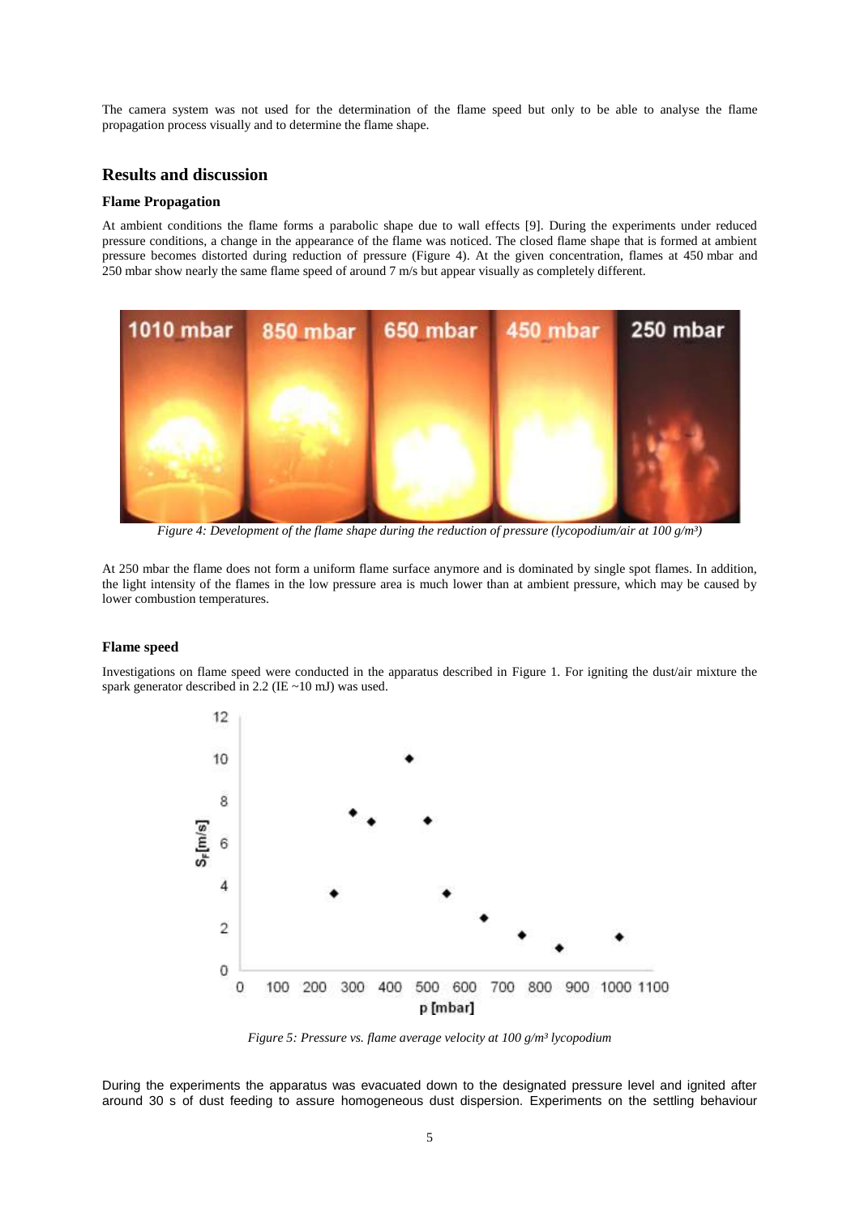The camera system was not used for the determination of the flame speed but only to be able to analyse the flame propagation process visually and to determine the flame shape.

## Results and discussion

### Flame Propagation

At ambient conditions the flame forms a parabolic shape due to wall effects [9]. During the experiments under reduced pressure conditions, a change in the appearance of the flame was noticed. The closed flame shape that is formed at ambient pressure becomes distorted during reduction of pressure (Figure 4). At the given concentration, flames at 450 mbar and 250 mbar show nearly the same flame speed of around 7 m/s but appear visually as completely different.

*Figure 4: Development of the flame shape during the reduction of pressure (lycopodium/air at 100 g/m³)*

At 250 mbar the flame does not form a uniform flame surface anymore and is dominated by single spot flames. In addition, the light intensity of the flames in the low pressure area is much lower than at ambient pressure, which may be caused by lower combustion temperatures.

### Flame speed

Investigations on flame speed were conducted in the apparatus described in Figure 1. For igniting the dust/air mixture the spark generator described in 2.2 (IE ~10 mJ) was used.

*Figure 5: Pressure vs. flame average velocity at 100 g/m³ lycopodium*

During the experiments the apparatus was evacuated down to the designated pressure level and ignited after around 30 s of dust feeding to assure homogeneous dust dispersion. Experiments on the settling behaviour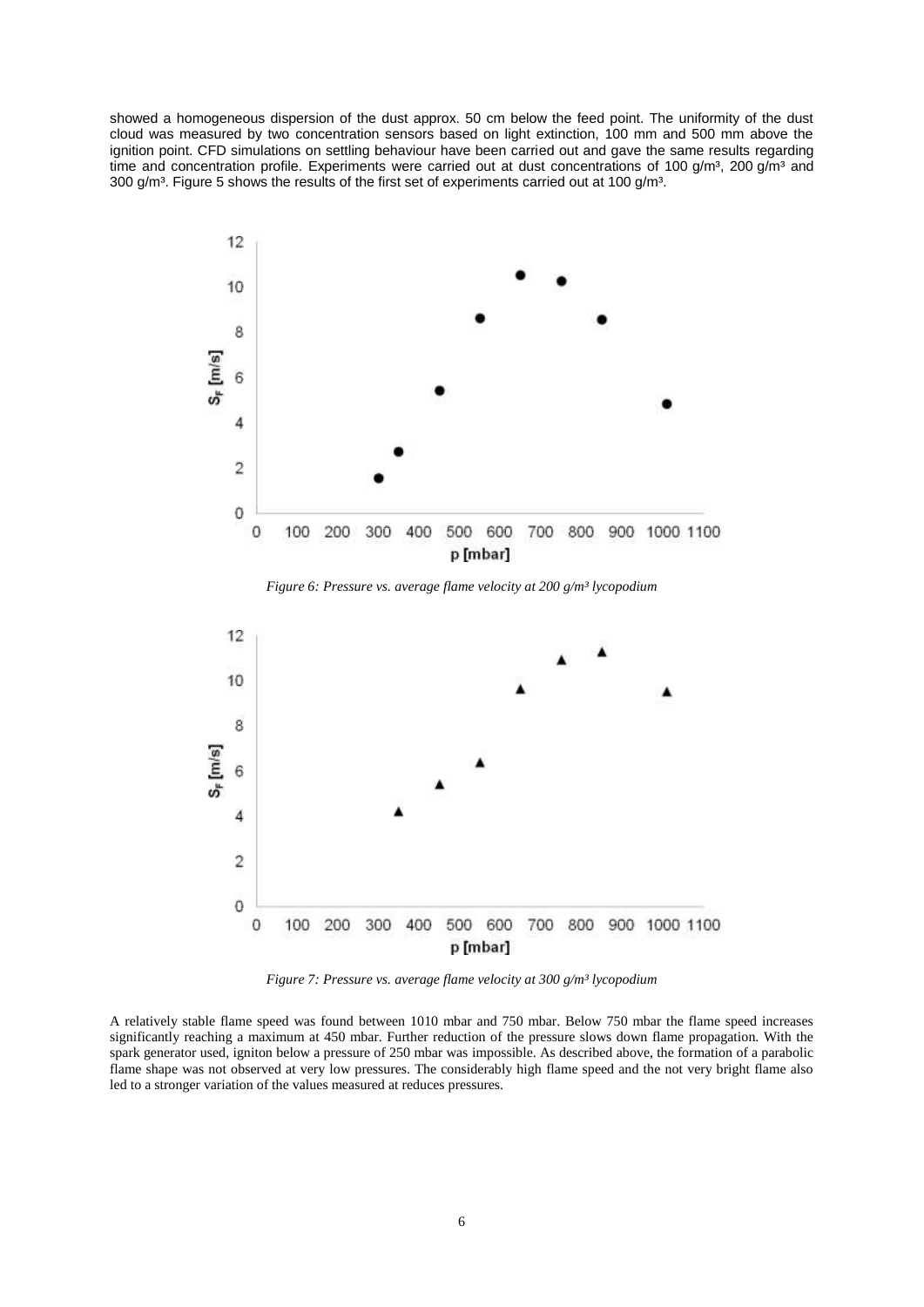showed a homogeneous dispersion of the dust approx. 50 cm below the feed point. The uniformity of the dust cloud was measured by two concentration sensors based on light extinction, 100 mm and 500 mm above the ignition point. CFD simulations on settling behaviour have been carried out and gave the same results regarding time and concentration profile. Experiments were carried out at dust concentrations of 100 g/m³, 200 g/m³ and 300 g/m³. Figure 5 shows the results of the first set of experiments carried out at 100 g/m³.

*Figure 6: Pressure vs. average flame velocity at 200 g/m³ lycopodium*

*Figure 7: Pressure vs. average flame velocity at 300 g/m³ lycopodium*

A relatively stable flame speed was found between 1010 mbar and 750 mbar. Below 750 mbar the flame speed increases significantly reaching a maximum at 450 mbar. Further reduction of the pressure slows down flame propagation. With the spark generator used, igniton below a pressure of 250 mbar was impossible. As described above, the formation of a parabolic flame shape was not observed at very low pressures. The considerably high flame speed and the not very bright flame also led to a stronger variation of the values measured at reduces pressures.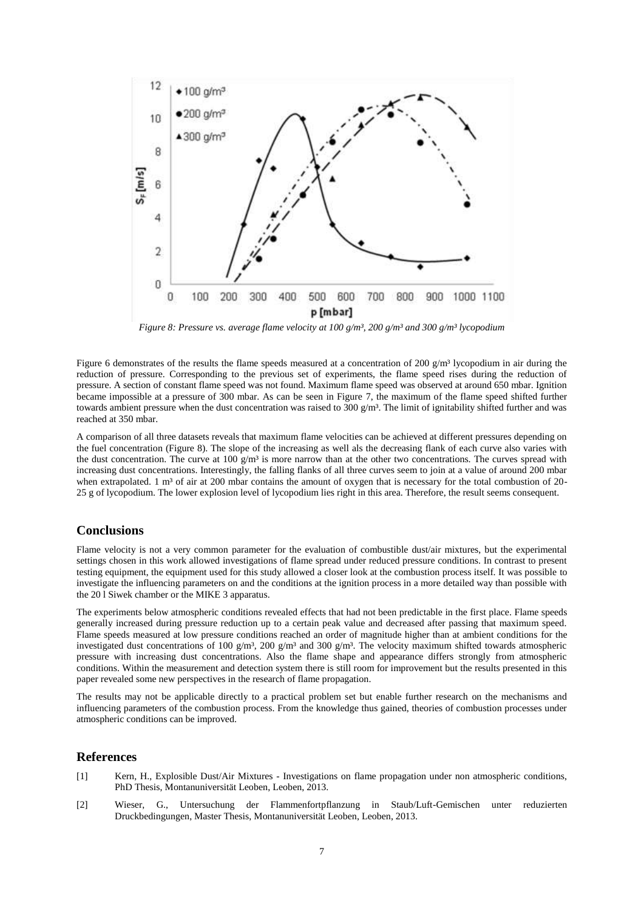*Figure 8: Pressure vs. average flame velocity at 100 g/m³, 200 g/m³ and 300 g/m³ lycopodium*

Figure 6 demonstrates of the results the flame speeds measured at a concentration of 200 g/m³ lycopodium in air during the reduction of pressure. Corresponding to the previous set of experiments, the flame speed rises during the reduction of pressure. A section of constant flame speed was not found. Maximum flame speed was observed at around 650 mbar. Ignition became impossible at a pressure of 300 mbar. As can be seen in Figure 7, the maximum of the flame speed shifted further towards ambient pressure when the dust concentration was raised to 300 g/m³. The limit of ignitability shifted further and was reached at 350 mbar.

A comparison of all three datasets reveals that maximum flame velocities can be achieved at different pressures depending on the fuel concentration (Figure 8). The slope of the increasing as well als the decreasing flank of each curve also varies with the dust concentration. The curve at 100 g/m³ is more narrow than at the other two concentrations. The curves spread with increasing dust concentrations. Interestingly, the falling flanks of all three curves seem to join at a value of around 200 mbar when extrapolated. 1 m³ of air at 200 mbar contains the amount of oxygen that is necessary for the total combustion of 20-25 g of lycopodium. The lower explosion level of lycopodium lies right in this area. Therefore, the result seems consequent.

## Conclusions

Flame velocity is not a very common parameter for the evaluation of combustible dust/air mixtures, but the experimental settings chosen in this work allowed investigations of flame spread under reduced pressure conditions. In contrast to present testing equipment, the equipment used for this study allowed a closer look at the combustion process itself. It was possible to investigate the influencing parameters on and the conditions at the ignition process in a more detailed way than possible with the 20 l Siwek chamber or the MIKE 3 apparatus.

The experiments below atmospheric conditions revealed effects that had not been predictable in the first place. Flame speeds generally increased during pressure reduction up to a certain peak value and decreased after passing that maximum speed. Flame speeds measured at low pressure conditions reached an order of magnitude higher than at ambient conditions for the investigated dust concentrations of 100 g/m³, 200 g/m³ and 300 g/m³. The velocity maximum shifted towards atmospheric pressure with increasing dust concentrations. Also the flame shape and appearance differs strongly from atmospheric conditions. Within the measurement and detection system there is still room for improvement but the results presented in this paper revealed some new perspectives in the research of flame propagation.

The results may not be applicable directly to a practical problem set but enable further research on the mechanisms and influencing parameters of the combustion process. From the knowledge thus gained, theories of combustion processes under atmospheric conditions can be improved.

## References

[1] Kern, H., Explosible Dust/Air Mixtures - Investigations on flame propagation under non atmospheric conditions, PhD Thesis, Montanuniversität Leoben, Leoben, 2013.

[2] Wieser, G., Untersuchung der Flammenfortpflanzung in Staub/Luft-Gemischen unter reduzierten Druckbedingungen, Master Thesis, Montanuniversität Leoben, Leoben, 2013.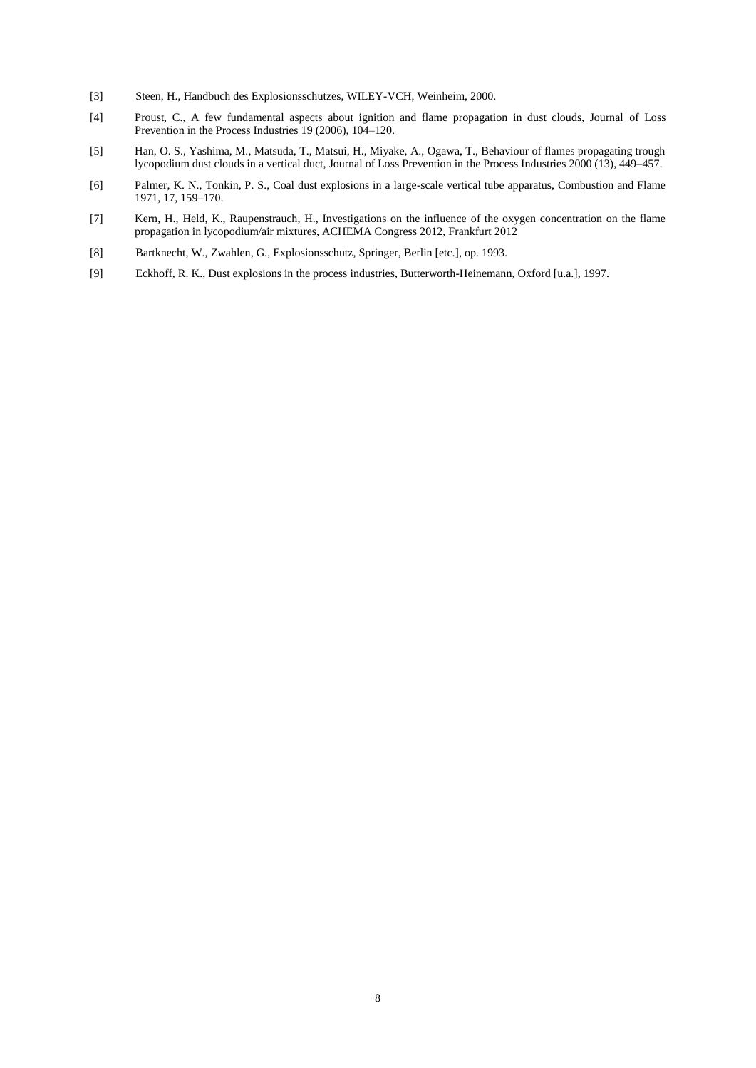[3] Steen, H., Handbuch des Explosionsschutzes, WILEY-VCH, Weinheim, 2000.

[4] Proust, C., A few fundamental aspects about ignition and flame propagation in dust clouds, Journal of Loss Prevention in the Process Industries 19 (2006), 104–120.

[5] Han, O. S., Yashima, M., Matsuda, T., Matsui, H., Miyake, A., Ogawa, T., Behaviour of flames propagating trough lycopodium dust clouds in a vertical duct, Journal of Loss Prevention in the Process Industries 2000 (13), 449–457.

[6] Palmer, K. N., Tonkin, P. S., Coal dust explosions in a large-scale vertical tube apparatus, Combustion and Flame 1971, 17, 159–170.

[7] Kern, H., Held, K., Raupenstrauch, H., Investigations on the influence of the oxygen concentration on the flame propagation in lycopodium/air mixtures, ACHEMA Congress 2012, Frankfurt 2012

[8] Bartknecht, W., Zwahlen, G., Explosionsschutz, Springer, Berlin [etc.], op. 1993.

[9] Eckhoff, R. K., Dust explosions in the process industries, Butterworth-Heinemann, Oxford [u.a.], 1997.